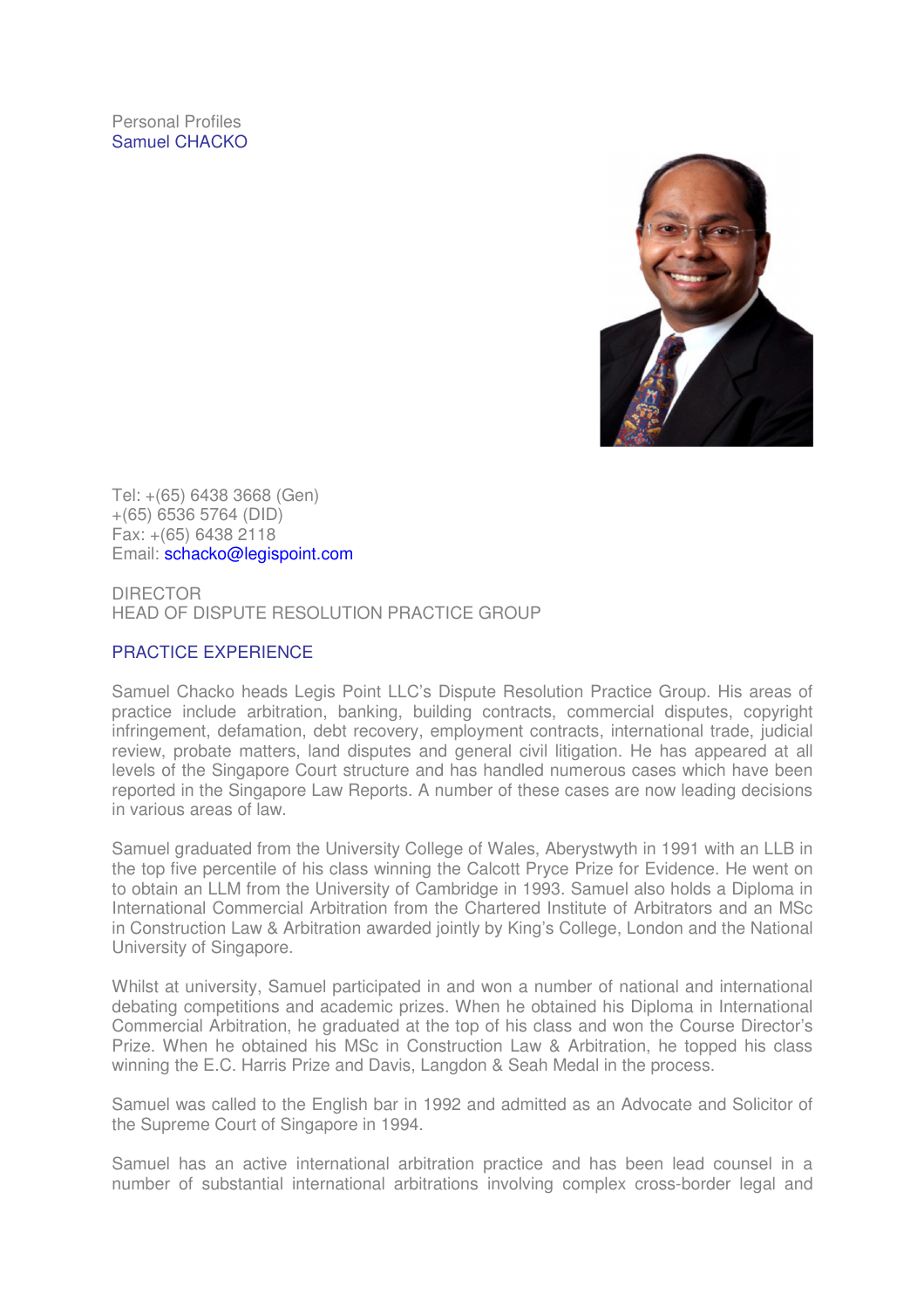Personal Profiles

# Samuel CHACKO

Tel: +(65) 6438 3668 (Gen)
+(65) 6536 5764 (DID)
Fax: +(65) 6438 2118
Email: schacko@legispoint.com

DIRECTOR
HEAD OF DISPUTE RESOLUTION PRACTICE GROUP

## PRACTICE EXPERIENCE

Samuel Chacko heads Legis Point LLC's Dispute Resolution Practice Group. His areas of practice include arbitration, banking, building contracts, commercial disputes, copyright infringement, defamation, debt recovery, employment contracts, international trade, judicial review, probate matters, land disputes and general civil litigation. He has appeared at all levels of the Singapore Court structure and has handled numerous cases which have been reported in the Singapore Law Reports. A number of these cases are now leading decisions in various areas of law.

Samuel graduated from the University College of Wales, Aberystwyth in 1991 with an LLB in the top five percentile of his class winning the Calcott Pryce Prize for Evidence. He went on to obtain an LLM from the University of Cambridge in 1993. Samuel also holds a Diploma in International Commercial Arbitration from the Chartered Institute of Arbitrators and an MSc in Construction Law & Arbitration awarded jointly by King's College, London and the National University of Singapore.

Whilst at university, Samuel participated in and won a number of national and international debating competitions and academic prizes. When he obtained his Diploma in International Commercial Arbitration, he graduated at the top of his class and won the Course Director's Prize. When he obtained his MSc in Construction Law & Arbitration, he topped his class winning the E.C. Harris Prize and Davis, Langdon & Seah Medal in the process.

Samuel was called to the English bar in 1992 and admitted as an Advocate and Solicitor of the Supreme Court of Singapore in 1994.

Samuel has an active international arbitration practice and has been lead counsel in a number of substantial international arbitrations involving complex cross-border legal and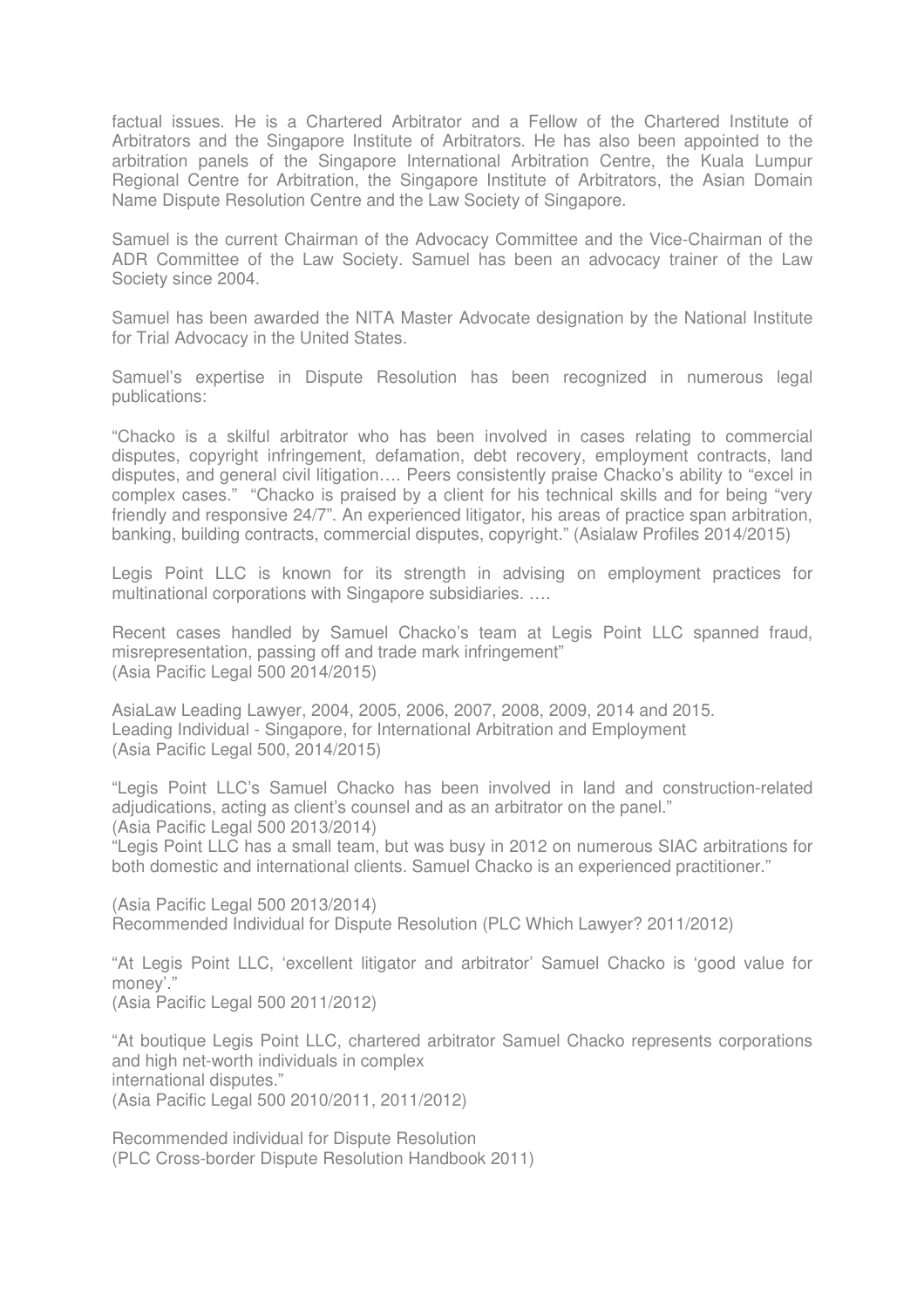factual issues. He is a Chartered Arbitrator and a Fellow of the Chartered Institute of Arbitrators and the Singapore Institute of Arbitrators. He has also been appointed to the arbitration panels of the Singapore International Arbitration Centre, the Kuala Lumpur Regional Centre for Arbitration, the Singapore Institute of Arbitrators, the Asian Domain Name Dispute Resolution Centre and the Law Society of Singapore.

Samuel is the current Chairman of the Advocacy Committee and the Vice-Chairman of the ADR Committee of the Law Society. Samuel has been an advocacy trainer of the Law Society since 2004.

Samuel has been awarded the NITA Master Advocate designation by the National Institute for Trial Advocacy in the United States.

Samuel's expertise in Dispute Resolution has been recognized in numerous legal publications:

"Chacko is a skilful arbitrator who has been involved in cases relating to commercial disputes, copyright infringement, defamation, debt recovery, employment contracts, land disputes, and general civil litigation…. Peers consistently praise Chacko's ability to "excel in complex cases." "Chacko is praised by a client for his technical skills and for being "very friendly and responsive 24/7". An experienced litigator, his areas of practice span arbitration, banking, building contracts, commercial disputes, copyright." (Asialaw Profiles 2014/2015)

Legis Point LLC is known for its strength in advising on employment practices for multinational corporations with Singapore subsidiaries. ….

Recent cases handled by Samuel Chacko's team at Legis Point LLC spanned fraud, misrepresentation, passing off and trade mark infringement"
(Asia Pacific Legal 500 2014/2015)

AsiaLaw Leading Lawyer, 2004, 2005, 2006, 2007, 2008, 2009, 2014 and 2015.
Leading Individual - Singapore, for International Arbitration and Employment
(Asia Pacific Legal 500, 2014/2015)

"Legis Point LLC's Samuel Chacko has been involved in land and construction-related adjudications, acting as client's counsel and as an arbitrator on the panel."
(Asia Pacific Legal 500 2013/2014)
"Legis Point LLC has a small team, but was busy in 2012 on numerous SIAC arbitrations for both domestic and international clients. Samuel Chacko is an experienced practitioner."

(Asia Pacific Legal 500 2013/2014)
Recommended Individual for Dispute Resolution (PLC Which Lawyer? 2011/2012)

"At Legis Point LLC, 'excellent litigator and arbitrator' Samuel Chacko is 'good value for money'."
(Asia Pacific Legal 500 2011/2012)

"At boutique Legis Point LLC, chartered arbitrator Samuel Chacko represents corporations and high net-worth individuals in complex international disputes."
(Asia Pacific Legal 500 2010/2011, 2011/2012)

Recommended individual for Dispute Resolution
(PLC Cross-border Dispute Resolution Handbook 2011)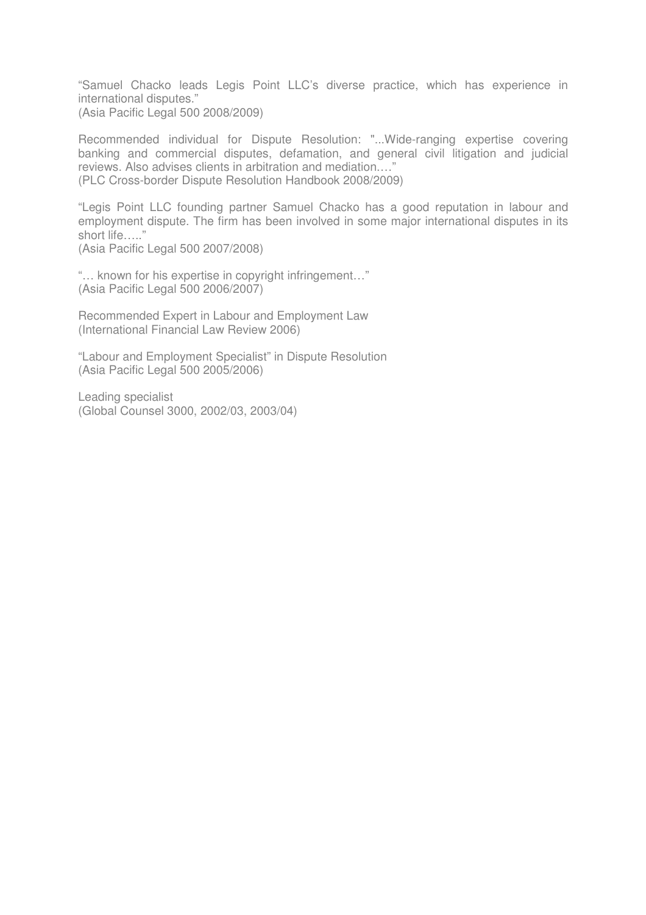"Samuel Chacko leads Legis Point LLC's diverse practice, which has experience in international disputes."
(Asia Pacific Legal 500 2008/2009)

Recommended individual for Dispute Resolution: "...Wide-ranging expertise covering banking and commercial disputes, defamation, and general civil litigation and judicial reviews. Also advises clients in arbitration and mediation…."
(PLC Cross-border Dispute Resolution Handbook 2008/2009)

"Legis Point LLC founding partner Samuel Chacko has a good reputation in labour and employment dispute. The firm has been involved in some major international disputes in its short life….."
(Asia Pacific Legal 500 2007/2008)

"… known for his expertise in copyright infringement…"
(Asia Pacific Legal 500 2006/2007)

Recommended Expert in Labour and Employment Law
(International Financial Law Review 2006)

"Labour and Employment Specialist" in Dispute Resolution
(Asia Pacific Legal 500 2005/2006)

Leading specialist
(Global Counsel 3000, 2002/03, 2003/04)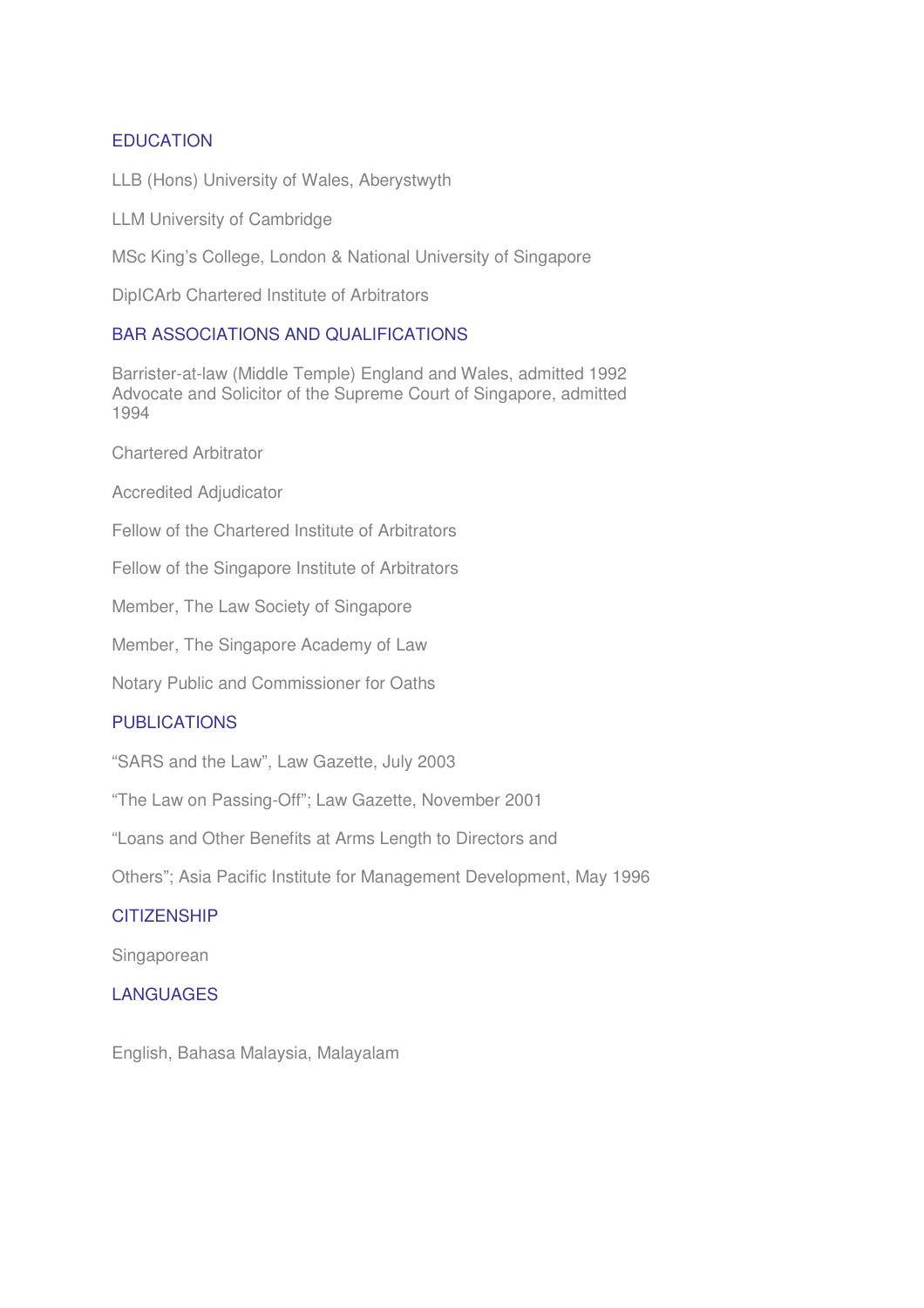## EDUCATION

LLB (Hons) University of Wales, Aberystwyth

LLM University of Cambridge

MSc King's College, London & National University of Singapore

DipICArb Chartered Institute of Arbitrators

## BAR ASSOCIATIONS AND QUALIFICATIONS

Barrister-at-law (Middle Temple) England and Wales, admitted 1992
Advocate and Solicitor of the Supreme Court of Singapore, admitted 1994

Chartered Arbitrator

Accredited Adjudicator

Fellow of the Chartered Institute of Arbitrators

Fellow of the Singapore Institute of Arbitrators

Member, The Law Society of Singapore

Member, The Singapore Academy of Law

Notary Public and Commissioner for Oaths

## PUBLICATIONS

"SARS and the Law", Law Gazette, July 2003

"The Law on Passing-Off"; Law Gazette, November 2001

"Loans and Other Benefits at Arms Length to Directors and

Others"; Asia Pacific Institute for Management Development, May 1996

## CITIZENSHIP

Singaporean

## LANGUAGES

English, Bahasa Malaysia, Malayalam